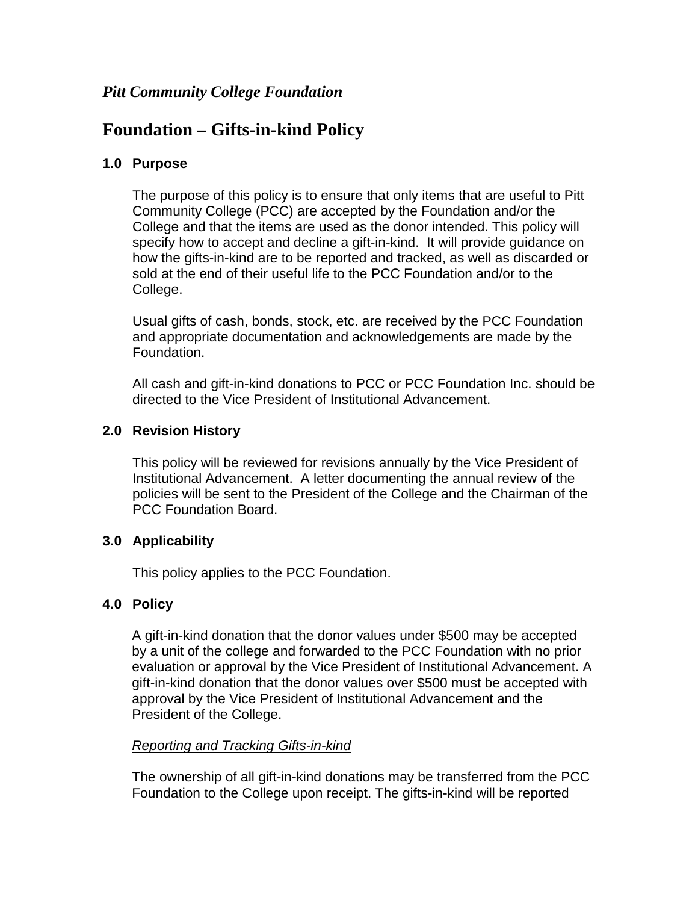*Pitt Community College Foundation*

# Foundation – Gifts-in-kind Policy

## 1.0 Purpose

The purpose of this policy is to ensure that only items that are useful to Pitt Community College (PCC) are accepted by the Foundation and/or the College and that the items are used as the donor intended. This policy will specify how to accept and decline a gift-in-kind. It will provide guidance on how the gifts-in-kind are to be reported and tracked, as well as discarded or sold at the end of their useful life to the PCC Foundation and/or to the College.

Usual gifts of cash, bonds, stock, etc. are received by the PCC Foundation and appropriate documentation and acknowledgements are made by the Foundation.

All cash and gift-in-kind donations to PCC or PCC Foundation Inc. should be directed to the Vice President of Institutional Advancement.

## 2.0 Revision History

This policy will be reviewed for revisions annually by the Vice President of Institutional Advancement. A letter documenting the annual review of the policies will be sent to the President of the College and the Chairman of the PCC Foundation Board.

## 3.0 Applicability

This policy applies to the PCC Foundation.

## 4.0 Policy

A gift-in-kind donation that the donor values under $500 may be accepted by a unit of the college and forwarded to the PCC Foundation with no prior evaluation or approval by the Vice President of Institutional Advancement. A gift-in-kind donation that the donor values over $500 must be accepted with approval by the Vice President of Institutional Advancement and the President of the College.

<u>*Reporting and Tracking Gifts-in-kind*</u>

The ownership of all gift-in-kind donations may be transferred from the PCC Foundation to the College upon receipt. The gifts-in-kind will be reported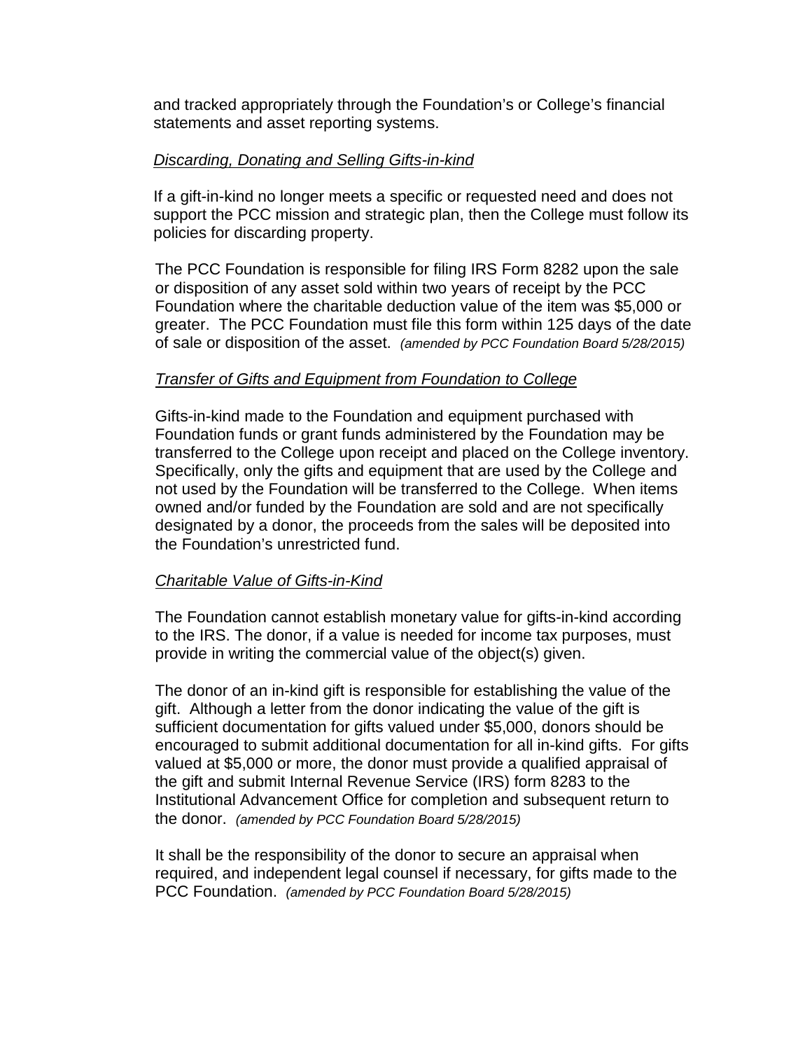and tracked appropriately through the Foundation's or College's financial statements and asset reporting systems.

*Discarding, Donating and Selling Gifts-in-kind*

If a gift-in-kind no longer meets a specific or requested need and does not support the PCC mission and strategic plan, then the College must follow its policies for discarding property.

The PCC Foundation is responsible for filing IRS Form 8282 upon the sale or disposition of any asset sold within two years of receipt by the PCC Foundation where the charitable deduction value of the item was $5,000 or greater. The PCC Foundation must file this form within 125 days of the date of sale or disposition of the asset. *(amended by PCC Foundation Board 5/28/2015)*

*Transfer of Gifts and Equipment from Foundation to College*

Gifts-in-kind made to the Foundation and equipment purchased with Foundation funds or grant funds administered by the Foundation may be transferred to the College upon receipt and placed on the College inventory. Specifically, only the gifts and equipment that are used by the College and not used by the Foundation will be transferred to the College. When items owned and/or funded by the Foundation are sold and are not specifically designated by a donor, the proceeds from the sales will be deposited into the Foundation's unrestricted fund.

*Charitable Value of Gifts-in-Kind*

The Foundation cannot establish monetary value for gifts-in-kind according to the IRS. The donor, if a value is needed for income tax purposes, must provide in writing the commercial value of the object(s) given.

The donor of an in-kind gift is responsible for establishing the value of the gift. Although a letter from the donor indicating the value of the gift is sufficient documentation for gifts valued under $5,000, donors should be encouraged to submit additional documentation for all in-kind gifts. For gifts valued at $5,000 or more, the donor must provide a qualified appraisal of the gift and submit Internal Revenue Service (IRS) form 8283 to the Institutional Advancement Office for completion and subsequent return to the donor. *(amended by PCC Foundation Board 5/28/2015)*

It shall be the responsibility of the donor to secure an appraisal when required, and independent legal counsel if necessary, for gifts made to the PCC Foundation. *(amended by PCC Foundation Board 5/28/2015)*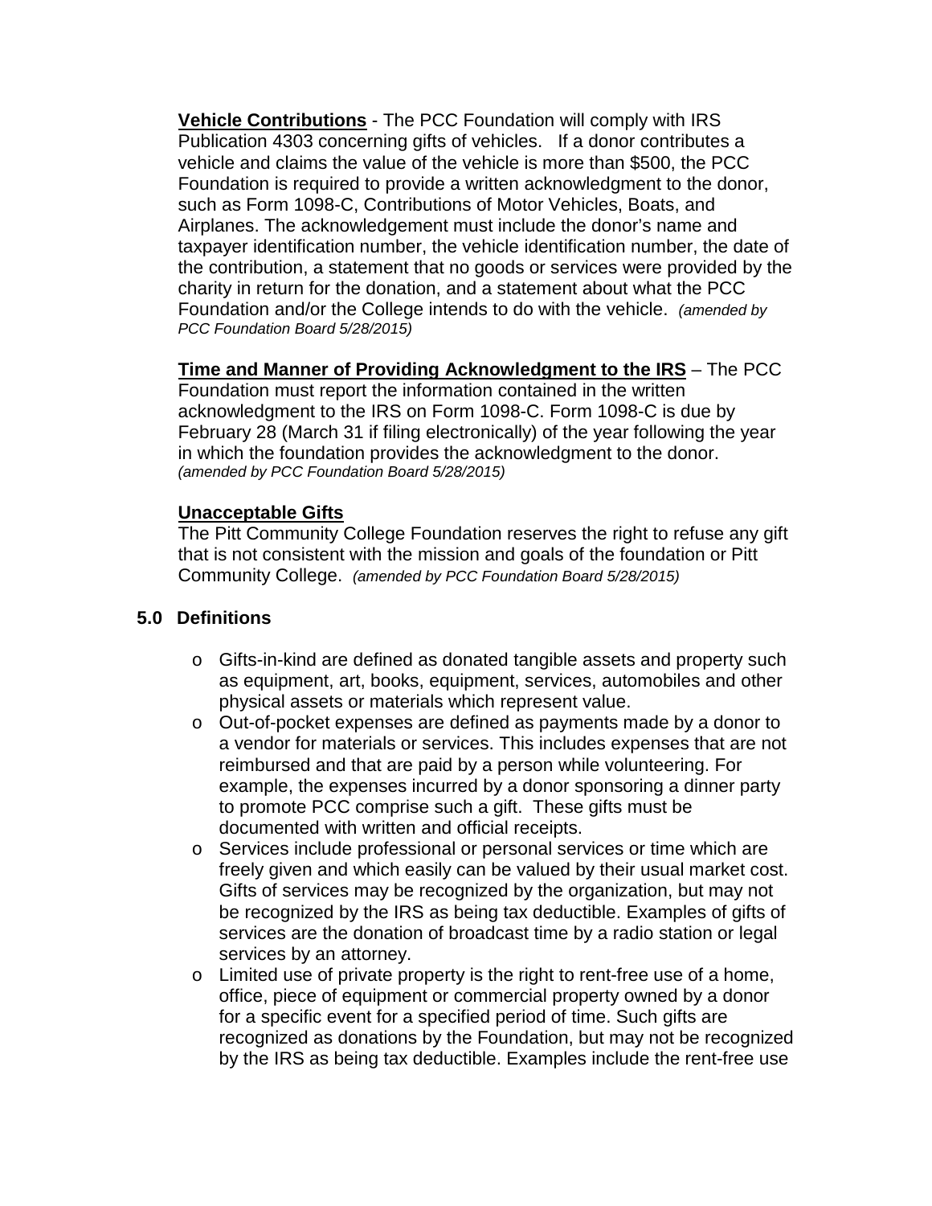**Vehicle Contributions** - The PCC Foundation will comply with IRS Publication 4303 concerning gifts of vehicles. If a donor contributes a vehicle and claims the value of the vehicle is more than $500, the PCC Foundation is required to provide a written acknowledgment to the donor, such as Form 1098-C, Contributions of Motor Vehicles, Boats, and Airplanes. The acknowledgement must include the donor's name and taxpayer identification number, the vehicle identification number, the date of the contribution, a statement that no goods or services were provided by the charity in return for the donation, and a statement about what the PCC Foundation and/or the College intends to do with the vehicle. *(amended by PCC Foundation Board 5/28/2015)*

**Time and Manner of Providing Acknowledgment to the IRS** – The PCC Foundation must report the information contained in the written acknowledgment to the IRS on Form 1098-C. Form 1098-C is due by February 28 (March 31 if filing electronically) of the year following the year in which the foundation provides the acknowledgment to the donor. *(amended by PCC Foundation Board 5/28/2015)*

**Unacceptable Gifts**

The Pitt Community College Foundation reserves the right to refuse any gift that is not consistent with the mission and goals of the foundation or Pitt Community College. *(amended by PCC Foundation Board 5/28/2015)*

## 5.0 Definitions

- Gifts-in-kind are defined as donated tangible assets and property such as equipment, art, books, equipment, services, automobiles and other physical assets or materials which represent value.
- Out-of-pocket expenses are defined as payments made by a donor to a vendor for materials or services. This includes expenses that are not reimbursed and that are paid by a person while volunteering. For example, the expenses incurred by a donor sponsoring a dinner party to promote PCC comprise such a gift. These gifts must be documented with written and official receipts.
- Services include professional or personal services or time which are freely given and which easily can be valued by their usual market cost. Gifts of services may be recognized by the organization, but may not be recognized by the IRS as being tax deductible. Examples of gifts of services are the donation of broadcast time by a radio station or legal services by an attorney.
- Limited use of private property is the right to rent-free use of a home, office, piece of equipment or commercial property owned by a donor for a specific event for a specified period of time. Such gifts are recognized as donations by the Foundation, but may not be recognized by the IRS as being tax deductible. Examples include the rent-free use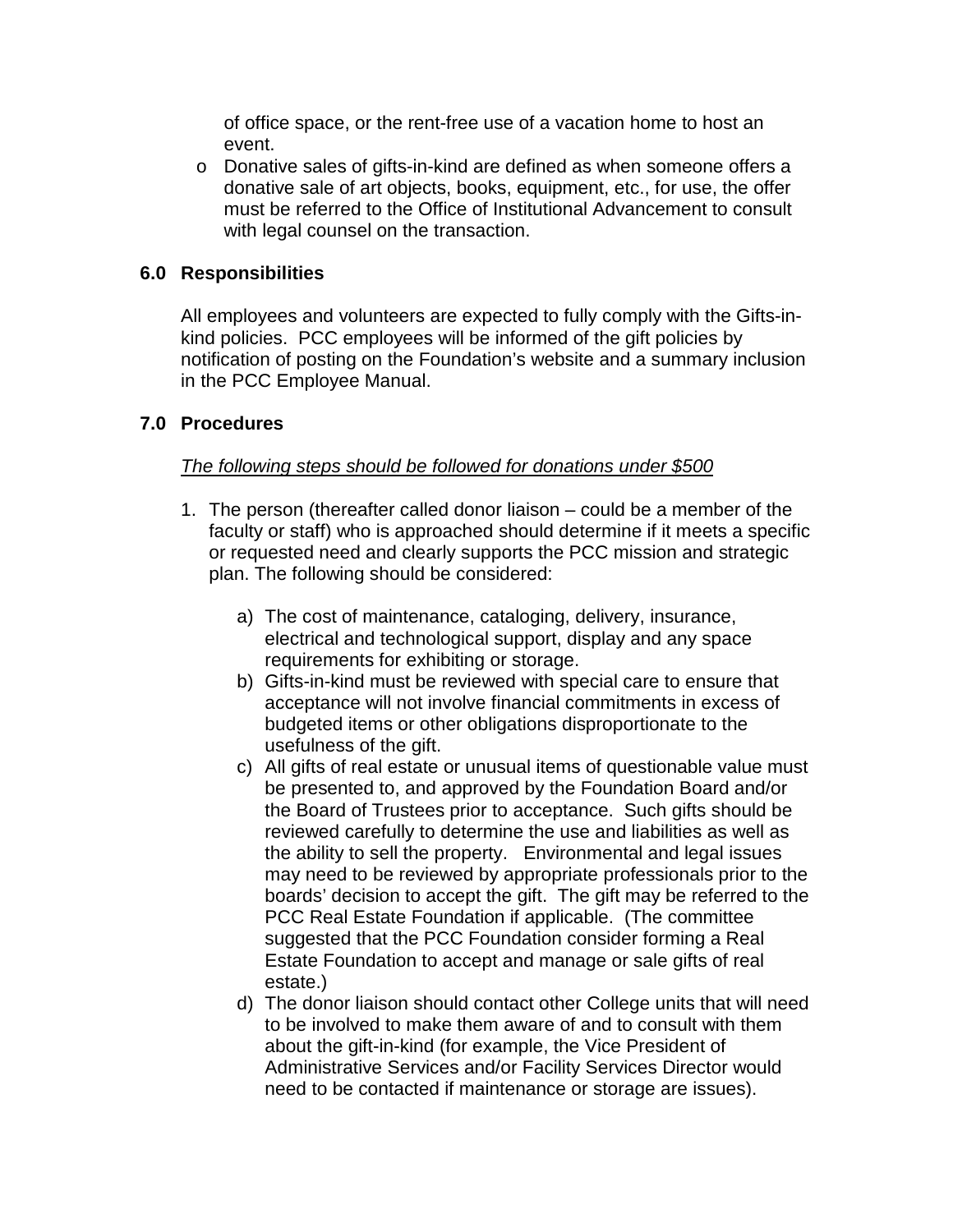of office space, or the rent-free use of a vacation home to host an event.

- Donative sales of gifts-in-kind are defined as when someone offers a donative sale of art objects, books, equipment, etc., for use, the offer must be referred to the Office of Institutional Advancement to consult with legal counsel on the transaction.

## 6.0 Responsibilities

All employees and volunteers are expected to fully comply with the Gifts-in-kind policies. PCC employees will be informed of the gift policies by notification of posting on the Foundation's website and a summary inclusion in the PCC Employee Manual.

## 7.0 Procedures

*The following steps should be followed for donations under $500*

1. The person (thereafter called donor liaison – could be a member of the faculty or staff) who is approached should determine if it meets a specific or requested need and clearly supports the PCC mission and strategic plan. The following should be considered:

    a) The cost of maintenance, cataloging, delivery, insurance, electrical and technological support, display and any space requirements for exhibiting or storage.

    b) Gifts-in-kind must be reviewed with special care to ensure that acceptance will not involve financial commitments in excess of budgeted items or other obligations disproportionate to the usefulness of the gift.

    c) All gifts of real estate or unusual items of questionable value must be presented to, and approved by the Foundation Board and/or the Board of Trustees prior to acceptance. Such gifts should be reviewed carefully to determine the use and liabilities as well as the ability to sell the property. Environmental and legal issues may need to be reviewed by appropriate professionals prior to the boards' decision to accept the gift. The gift may be referred to the PCC Real Estate Foundation if applicable. (The committee suggested that the PCC Foundation consider forming a Real Estate Foundation to accept and manage or sale gifts of real estate.)

    d) The donor liaison should contact other College units that will need to be involved to make them aware of and to consult with them about the gift-in-kind (for example, the Vice President of Administrative Services and/or Facility Services Director would need to be contacted if maintenance or storage are issues).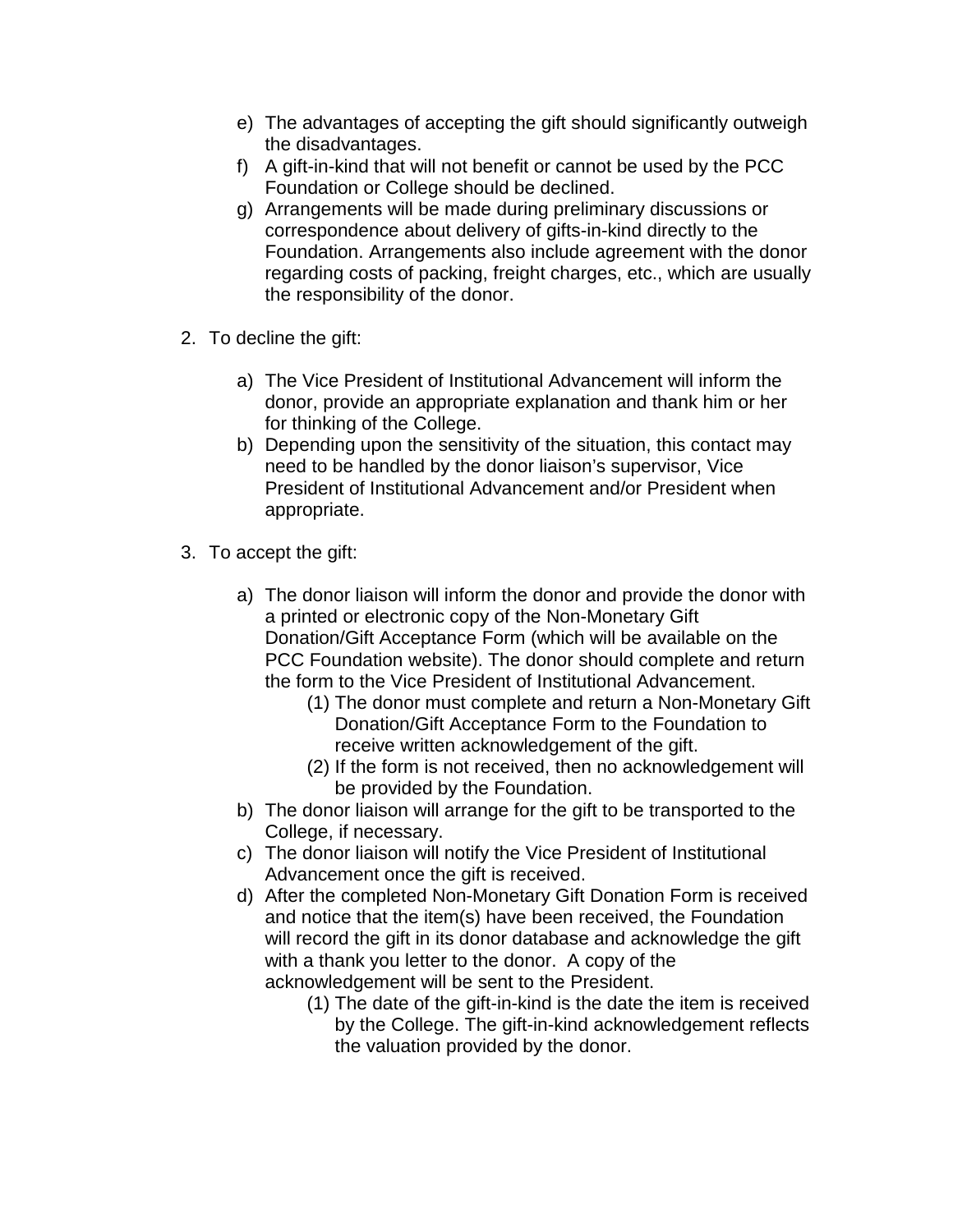e) The advantages of accepting the gift should significantly outweigh the disadvantages.
f) A gift-in-kind that will not benefit or cannot be used by the PCC Foundation or College should be declined.
g) Arrangements will be made during preliminary discussions or correspondence about delivery of gifts-in-kind directly to the Foundation. Arrangements also include agreement with the donor regarding costs of packing, freight charges, etc., which are usually the responsibility of the donor.

2. To decline the gift:

   a) The Vice President of Institutional Advancement will inform the donor, provide an appropriate explanation and thank him or her for thinking of the College.
   b) Depending upon the sensitivity of the situation, this contact may need to be handled by the donor liaison's supervisor, Vice President of Institutional Advancement and/or President when appropriate.

3. To accept the gift:

   a) The donor liaison will inform the donor and provide the donor with a printed or electronic copy of the Non-Monetary Gift Donation/Gift Acceptance Form (which will be available on the PCC Foundation website). The donor should complete and return the form to the Vice President of Institutional Advancement.
      (1) The donor must complete and return a Non-Monetary Gift Donation/Gift Acceptance Form to the Foundation to receive written acknowledgement of the gift.
      (2) If the form is not received, then no acknowledgement will be provided by the Foundation.
   b) The donor liaison will arrange for the gift to be transported to the College, if necessary.
   c) The donor liaison will notify the Vice President of Institutional Advancement once the gift is received.
   d) After the completed Non-Monetary Gift Donation Form is received and notice that the item(s) have been received, the Foundation will record the gift in its donor database and acknowledge the gift with a thank you letter to the donor. A copy of the acknowledgement will be sent to the President.
      (1) The date of the gift-in-kind is the date the item is received by the College. The gift-in-kind acknowledgement reflects the valuation provided by the donor.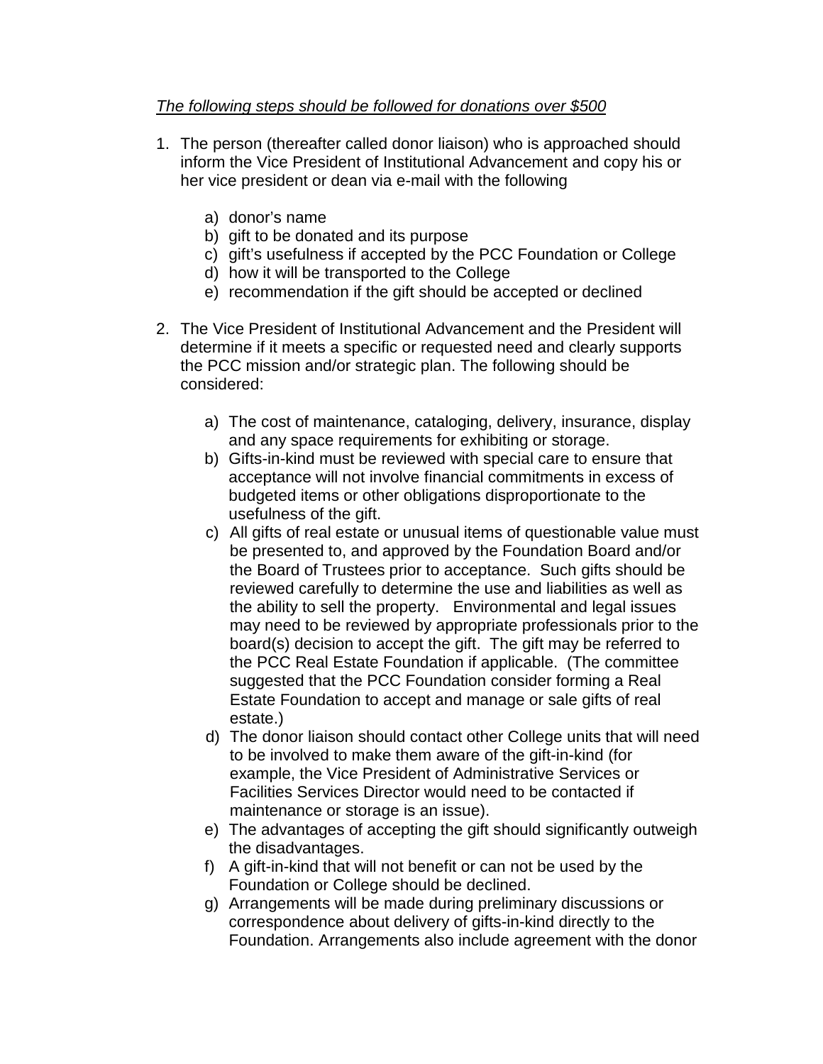*The following steps should be followed for donations over $500*

1. The person (thereafter called donor liaison) who is approached should inform the Vice President of Institutional Advancement and copy his or her vice president or dean via e-mail with the following

    a) donor's name
    b) gift to be donated and its purpose
    c) gift's usefulness if accepted by the PCC Foundation or College
    d) how it will be transported to the College
    e) recommendation if the gift should be accepted or declined

2. The Vice President of Institutional Advancement and the President will determine if it meets a specific or requested need and clearly supports the PCC mission and/or strategic plan. The following should be considered:

    a) The cost of maintenance, cataloging, delivery, insurance, display and any space requirements for exhibiting or storage.
    b) Gifts-in-kind must be reviewed with special care to ensure that acceptance will not involve financial commitments in excess of budgeted items or other obligations disproportionate to the usefulness of the gift.
    c) All gifts of real estate or unusual items of questionable value must be presented to, and approved by the Foundation Board and/or the Board of Trustees prior to acceptance. Such gifts should be reviewed carefully to determine the use and liabilities as well as the ability to sell the property. Environmental and legal issues may need to be reviewed by appropriate professionals prior to the board(s) decision to accept the gift. The gift may be referred to the PCC Real Estate Foundation if applicable. (The committee suggested that the PCC Foundation consider forming a Real Estate Foundation to accept and manage or sale gifts of real estate.)
    d) The donor liaison should contact other College units that will need to be involved to make them aware of the gift-in-kind (for example, the Vice President of Administrative Services or Facilities Services Director would need to be contacted if maintenance or storage is an issue).
    e) The advantages of accepting the gift should significantly outweigh the disadvantages.
    f) A gift-in-kind that will not benefit or can not be used by the Foundation or College should be declined.
    g) Arrangements will be made during preliminary discussions or correspondence about delivery of gifts-in-kind directly to the Foundation. Arrangements also include agreement with the donor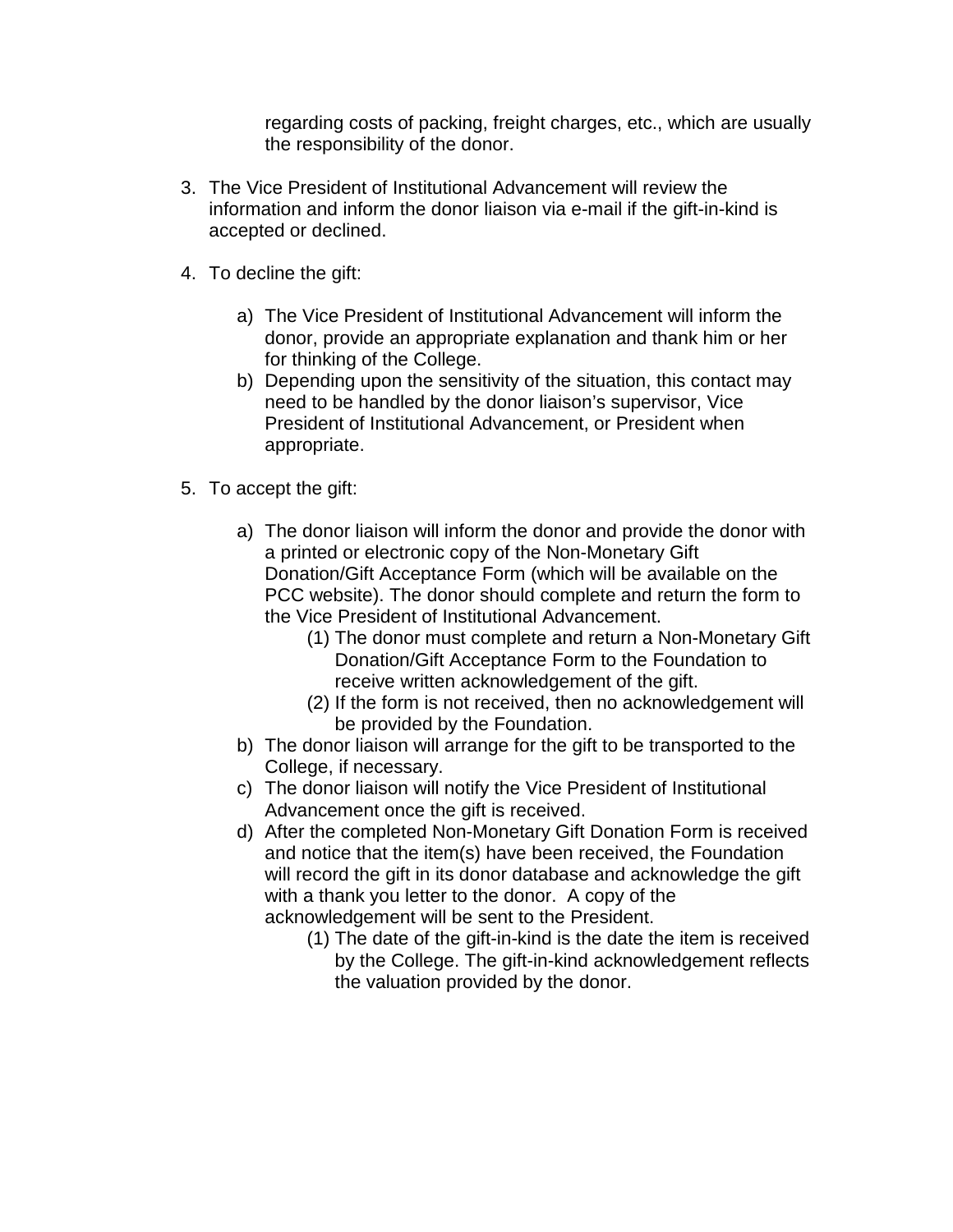regarding costs of packing, freight charges, etc., which are usually the responsibility of the donor.

3. The Vice President of Institutional Advancement will review the information and inform the donor liaison via e-mail if the gift-in-kind is accepted or declined.

4. To decline the gift:

   a) The Vice President of Institutional Advancement will inform the donor, provide an appropriate explanation and thank him or her for thinking of the College.
   b) Depending upon the sensitivity of the situation, this contact may need to be handled by the donor liaison's supervisor, Vice President of Institutional Advancement, or President when appropriate.

5. To accept the gift:

   a) The donor liaison will inform the donor and provide the donor with a printed or electronic copy of the Non-Monetary Gift Donation/Gift Acceptance Form (which will be available on the PCC website). The donor should complete and return the form to the Vice President of Institutional Advancement.
      (1) The donor must complete and return a Non-Monetary Gift Donation/Gift Acceptance Form to the Foundation to receive written acknowledgement of the gift.
      (2) If the form is not received, then no acknowledgement will be provided by the Foundation.
   b) The donor liaison will arrange for the gift to be transported to the College, if necessary.
   c) The donor liaison will notify the Vice President of Institutional Advancement once the gift is received.
   d) After the completed Non-Monetary Gift Donation Form is received and notice that the item(s) have been received, the Foundation will record the gift in its donor database and acknowledge the gift with a thank you letter to the donor. A copy of the acknowledgement will be sent to the President.
      (1) The date of the gift-in-kind is the date the item is received by the College. The gift-in-kind acknowledgement reflects the valuation provided by the donor.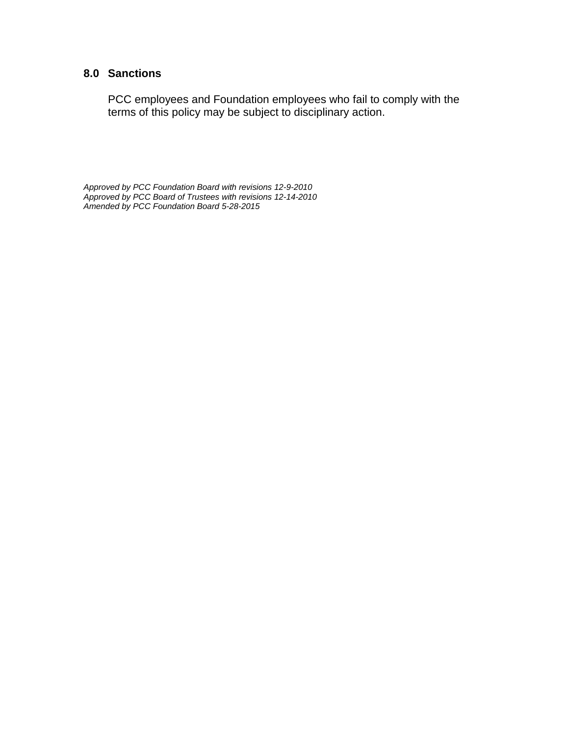## 8.0 Sanctions

PCC employees and Foundation employees who fail to comply with the terms of this policy may be subject to disciplinary action.

*Approved by PCC Foundation Board with revisions 12-9-2010*
*Approved by PCC Board of Trustees with revisions 12-14-2010*
*Amended by PCC Foundation Board 5-28-2015*